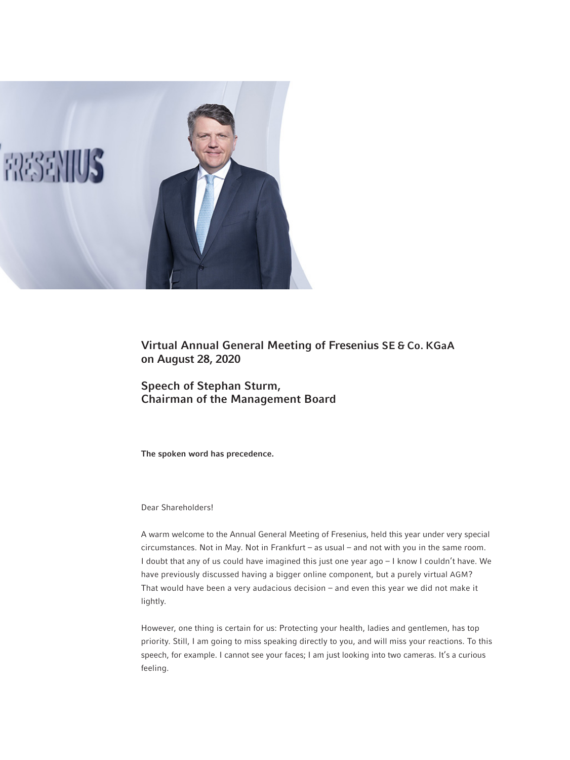## Virtual Annual General Meeting of Fresenius SE & Co. KGaA on August 28, 2020

## Speech of Stephan Sturm, Chairman of the Management Board

**The spoken word has precedence.**

Dear Shareholders!

A warm welcome to the Annual General Meeting of Fresenius, held this year under very special circumstances. Not in May. Not in Frankfurt – as usual – and not with you in the same room. I doubt that any of us could have imagined this just one year ago – I know I couldn't have. We have previously discussed having a bigger online component, but a purely virtual AGM? That would have been a very audacious decision – and even this year we did not make it lightly.

However, one thing is certain for us: Protecting your health, ladies and gentlemen, has top priority. Still, I am going to miss speaking directly to you, and will miss your reactions. To this speech, for example. I cannot see your faces; I am just looking into two cameras. It's a curious feeling.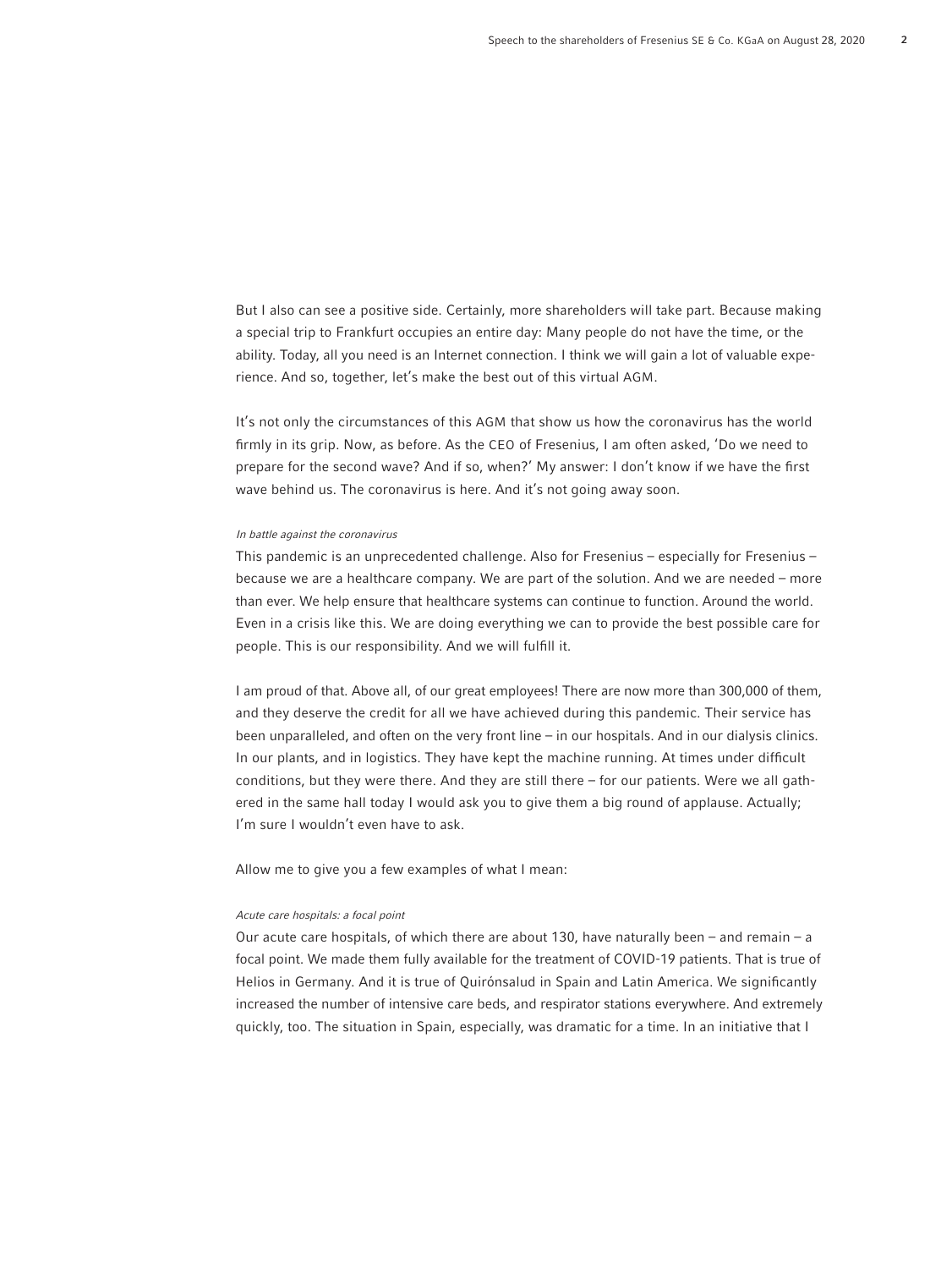But I also can see a positive side. Certainly, more shareholders will take part. Because making a special trip to Frankfurt occupies an entire day: Many people do not have the time, or the ability. Today, all you need is an Internet connection. I think we will gain a lot of valuable experience. And so, together, let's make the best out of this virtual AGM.

It's not only the circumstances of this AGM that show us how the coronavirus has the world firmly in its grip. Now, as before. As the CEO of Fresenius, I am often asked, 'Do we need to prepare for the second wave? And if so, when?' My answer: I don't know if we have the first wave behind us. The coronavirus is here. And it's not going away soon.

*In battle against the coronavirus*

This pandemic is an unprecedented challenge. Also for Fresenius – especially for Fresenius – because we are a healthcare company. We are part of the solution. And we are needed – more than ever. We help ensure that healthcare systems can continue to function. Around the world. Even in a crisis like this. We are doing everything we can to provide the best possible care for people. This is our responsibility. And we will fulfill it.

I am proud of that. Above all, of our great employees! There are now more than 300,000 of them, and they deserve the credit for all we have achieved during this pandemic. Their service has been unparalleled, and often on the very front line – in our hospitals. And in our dialysis clinics. In our plants, and in logistics. They have kept the machine running. At times under difficult conditions, but they were there. And they are still there – for our patients. Were we all gathered in the same hall today I would ask you to give them a big round of applause. Actually; I'm sure I wouldn't even have to ask.

Allow me to give you a few examples of what I mean:

*Acute care hospitals: a focal point*

Our acute care hospitals, of which there are about 130, have naturally been – and remain – a focal point. We made them fully available for the treatment of COVID-19 patients. That is true of Helios in Germany. And it is true of Quirónsalud in Spain and Latin America. We significantly increased the number of intensive care beds, and respirator stations everywhere. And extremely quickly, too. The situation in Spain, especially, was dramatic for a time. In an initiative that I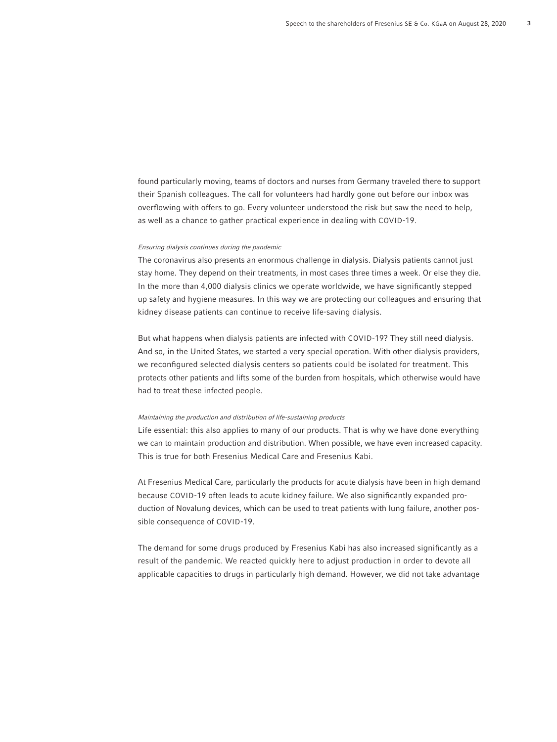found particularly moving, teams of doctors and nurses from Germany traveled there to support their Spanish colleagues. The call for volunteers had hardly gone out before our inbox was overflowing with offers to go. Every volunteer understood the risk but saw the need to help, as well as a chance to gather practical experience in dealing with COVID-19.

*Ensuring dialysis continues during the pandemic*

The coronavirus also presents an enormous challenge in dialysis. Dialysis patients cannot just stay home. They depend on their treatments, in most cases three times a week. Or else they die. In the more than 4,000 dialysis clinics we operate worldwide, we have significantly stepped up safety and hygiene measures. In this way we are protecting our colleagues and ensuring that kidney disease patients can continue to receive life-saving dialysis.

But what happens when dialysis patients are infected with COVID-19? They still need dialysis. And so, in the United States, we started a very special operation. With other dialysis providers, we reconfigured selected dialysis centers so patients could be isolated for treatment. This protects other patients and lifts some of the burden from hospitals, which otherwise would have had to treat these infected people.

*Maintaining the production and distribution of life-sustaining products*

Life essential: this also applies to many of our products. That is why we have done everything we can to maintain production and distribution. When possible, we have even increased capacity. This is true for both Fresenius Medical Care and Fresenius Kabi.

At Fresenius Medical Care, particularly the products for acute dialysis have been in high demand because COVID-19 often leads to acute kidney failure. We also significantly expanded production of Novalung devices, which can be used to treat patients with lung failure, another possible consequence of COVID-19.

The demand for some drugs produced by Fresenius Kabi has also increased significantly as a result of the pandemic. We reacted quickly here to adjust production in order to devote all applicable capacities to drugs in particularly high demand. However, we did not take advantage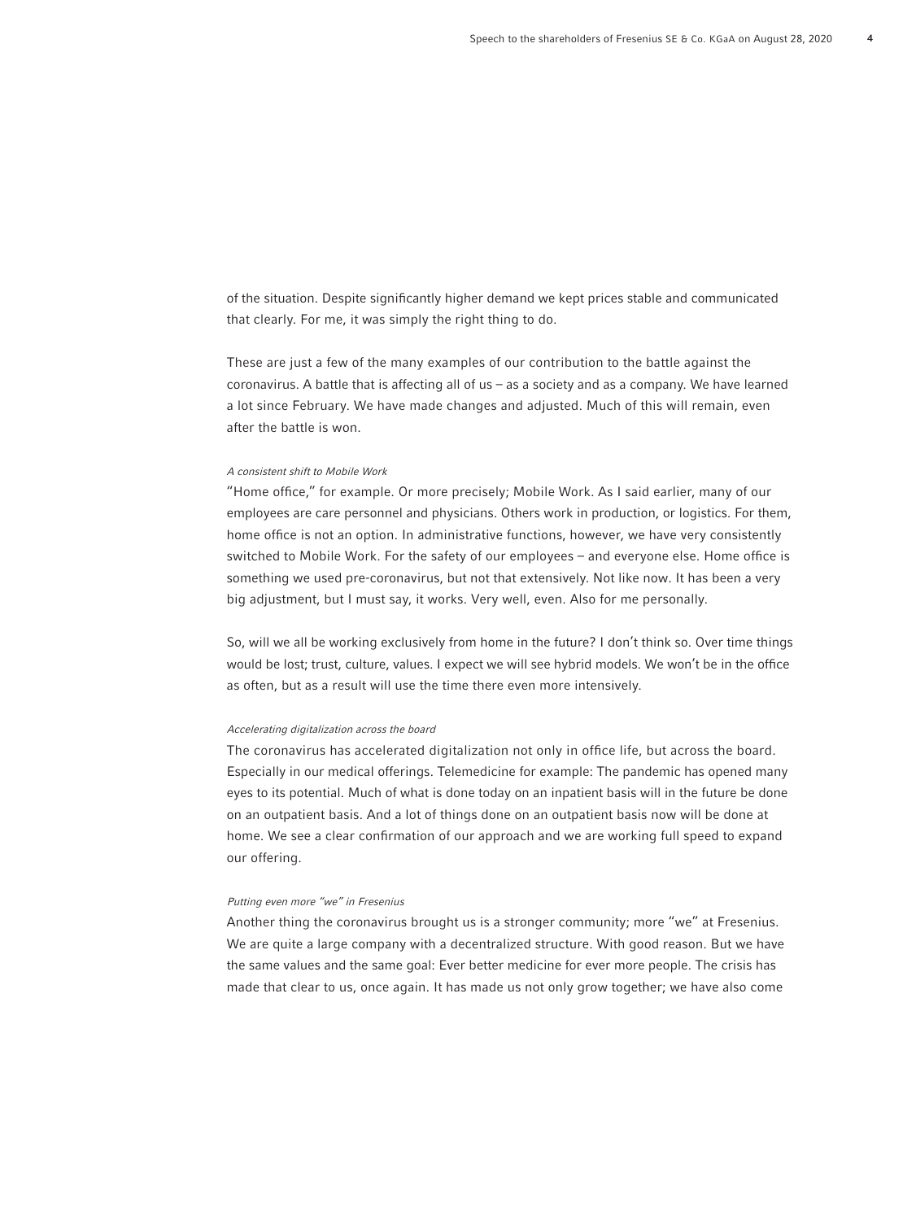of the situation. Despite significantly higher demand we kept prices stable and communicated that clearly. For me, it was simply the right thing to do.

These are just a few of the many examples of our contribution to the battle against the coronavirus. A battle that is affecting all of us – as a society and as a company. We have learned a lot since February. We have made changes and adjusted. Much of this will remain, even after the battle is won.

*A consistent shift to Mobile Work*

"Home office," for example. Or more precisely; Mobile Work. As I said earlier, many of our employees are care personnel and physicians. Others work in production, or logistics. For them, home office is not an option. In administrative functions, however, we have very consistently switched to Mobile Work. For the safety of our employees – and everyone else. Home office is something we used pre-coronavirus, but not that extensively. Not like now. It has been a very big adjustment, but I must say, it works. Very well, even. Also for me personally.

So, will we all be working exclusively from home in the future? I don't think so. Over time things would be lost; trust, culture, values. I expect we will see hybrid models. We won't be in the office as often, but as a result will use the time there even more intensively.

*Accelerating digitalization across the board*

The coronavirus has accelerated digitalization not only in office life, but across the board. Especially in our medical offerings. Telemedicine for example: The pandemic has opened many eyes to its potential. Much of what is done today on an inpatient basis will in the future be done on an outpatient basis. And a lot of things done on an outpatient basis now will be done at home. We see a clear confirmation of our approach and we are working full speed to expand our offering.

*Putting even more "we" in Fresenius*

Another thing the coronavirus brought us is a stronger community; more "we" at Fresenius. We are quite a large company with a decentralized structure. With good reason. But we have the same values and the same goal: Ever better medicine for ever more people. The crisis has made that clear to us, once again. It has made us not only grow together; we have also come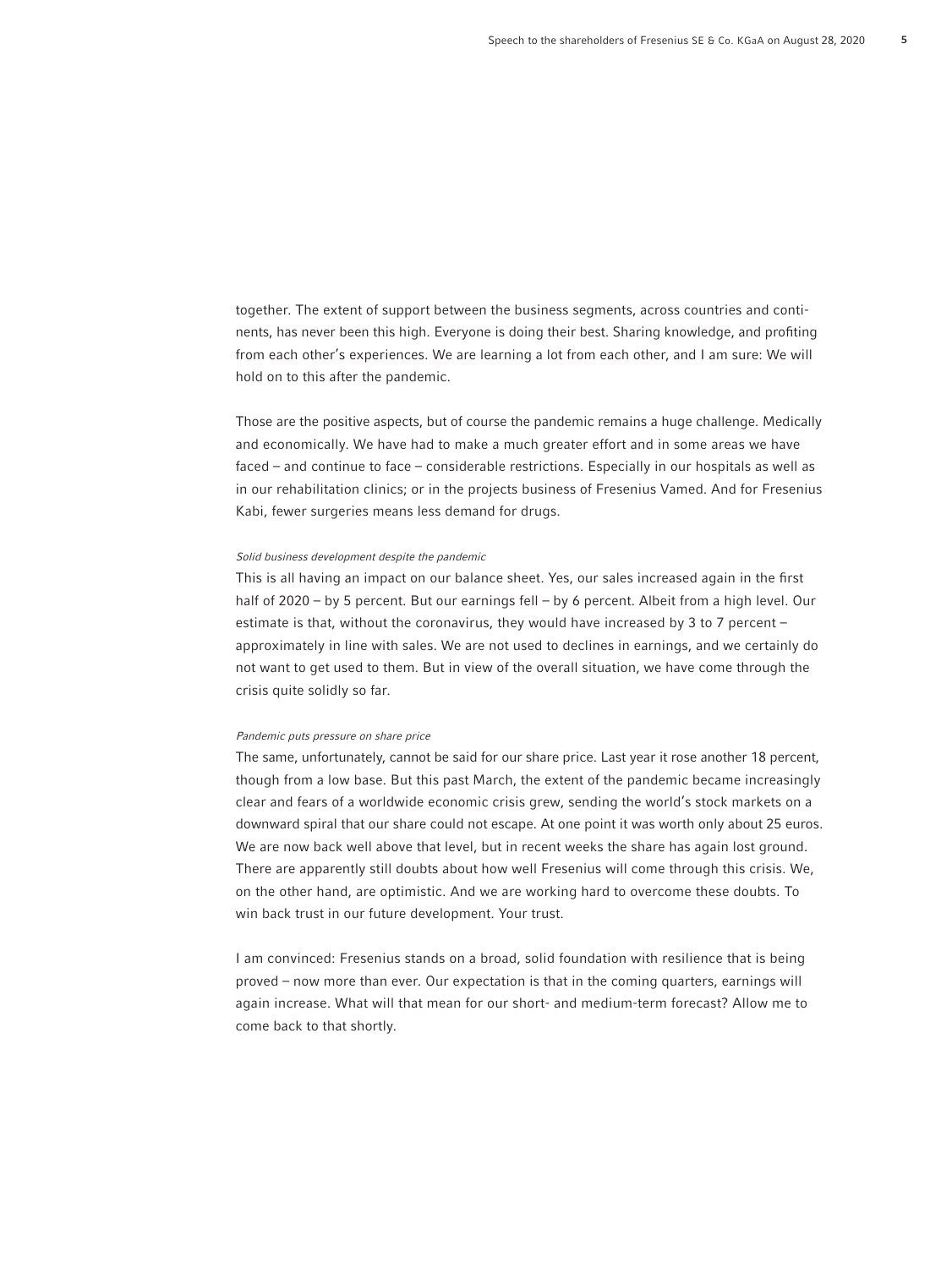together. The extent of support between the business segments, across countries and continents, has never been this high. Everyone is doing their best. Sharing knowledge, and profiting from each other's experiences. We are learning a lot from each other, and I am sure: We will hold on to this after the pandemic.

Those are the positive aspects, but of course the pandemic remains a huge challenge. Medically and economically. We have had to make a much greater effort and in some areas we have faced – and continue to face – considerable restrictions. Especially in our hospitals as well as in our rehabilitation clinics; or in the projects business of Fresenius Vamed. And for Fresenius Kabi, fewer surgeries means less demand for drugs.

*Solid business development despite the pandemic*

This is all having an impact on our balance sheet. Yes, our sales increased again in the first half of 2020 – by 5 percent. But our earnings fell – by 6 percent. Albeit from a high level. Our estimate is that, without the coronavirus, they would have increased by 3 to 7 percent – approximately in line with sales. We are not used to declines in earnings, and we certainly do not want to get used to them. But in view of the overall situation, we have come through the crisis quite solidly so far.

*Pandemic puts pressure on share price*

The same, unfortunately, cannot be said for our share price. Last year it rose another 18 percent, though from a low base. But this past March, the extent of the pandemic became increasingly clear and fears of a worldwide economic crisis grew, sending the world's stock markets on a downward spiral that our share could not escape. At one point it was worth only about 25 euros. We are now back well above that level, but in recent weeks the share has again lost ground. There are apparently still doubts about how well Fresenius will come through this crisis. We, on the other hand, are optimistic. And we are working hard to overcome these doubts. To win back trust in our future development. Your trust.

I am convinced: Fresenius stands on a broad, solid foundation with resilience that is being proved – now more than ever. Our expectation is that in the coming quarters, earnings will again increase. What will that mean for our short- and medium-term forecast? Allow me to come back to that shortly.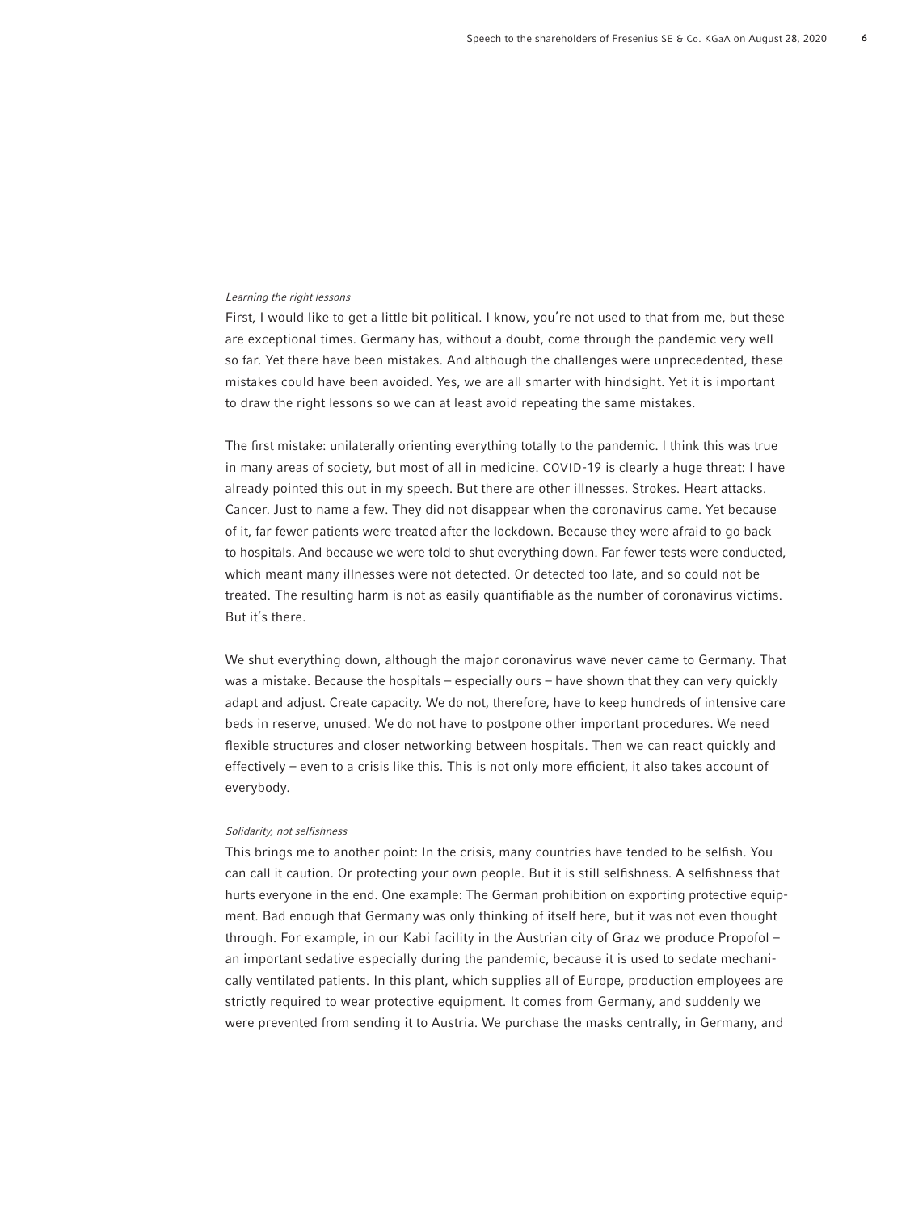*Learning the right lessons*

First, I would like to get a little bit political. I know, you're not used to that from me, but these are exceptional times. Germany has, without a doubt, come through the pandemic very well so far. Yet there have been mistakes. And although the challenges were unprecedented, these mistakes could have been avoided. Yes, we are all smarter with hindsight. Yet it is important to draw the right lessons so we can at least avoid repeating the same mistakes.

The first mistake: unilaterally orienting everything totally to the pandemic. I think this was true in many areas of society, but most of all in medicine. COVID-19 is clearly a huge threat: I have already pointed this out in my speech. But there are other illnesses. Strokes. Heart attacks. Cancer. Just to name a few. They did not disappear when the coronavirus came. Yet because of it, far fewer patients were treated after the lockdown. Because they were afraid to go back to hospitals. And because we were told to shut everything down. Far fewer tests were conducted, which meant many illnesses were not detected. Or detected too late, and so could not be treated. The resulting harm is not as easily quantifiable as the number of coronavirus victims. But it's there.

We shut everything down, although the major coronavirus wave never came to Germany. That was a mistake. Because the hospitals – especially ours – have shown that they can very quickly adapt and adjust. Create capacity. We do not, therefore, have to keep hundreds of intensive care beds in reserve, unused. We do not have to postpone other important procedures. We need flexible structures and closer networking between hospitals. Then we can react quickly and effectively – even to a crisis like this. This is not only more efficient, it also takes account of everybody.

*Solidarity, not selfishness*

This brings me to another point: In the crisis, many countries have tended to be selfish. You can call it caution. Or protecting your own people. But it is still selfishness. A selfishness that hurts everyone in the end. One example: The German prohibition on exporting protective equipment. Bad enough that Germany was only thinking of itself here, but it was not even thought through. For example, in our Kabi facility in the Austrian city of Graz we produce Propofol – an important sedative especially during the pandemic, because it is used to sedate mechanically ventilated patients. In this plant, which supplies all of Europe, production employees are strictly required to wear protective equipment. It comes from Germany, and suddenly we were prevented from sending it to Austria. We purchase the masks centrally, in Germany, and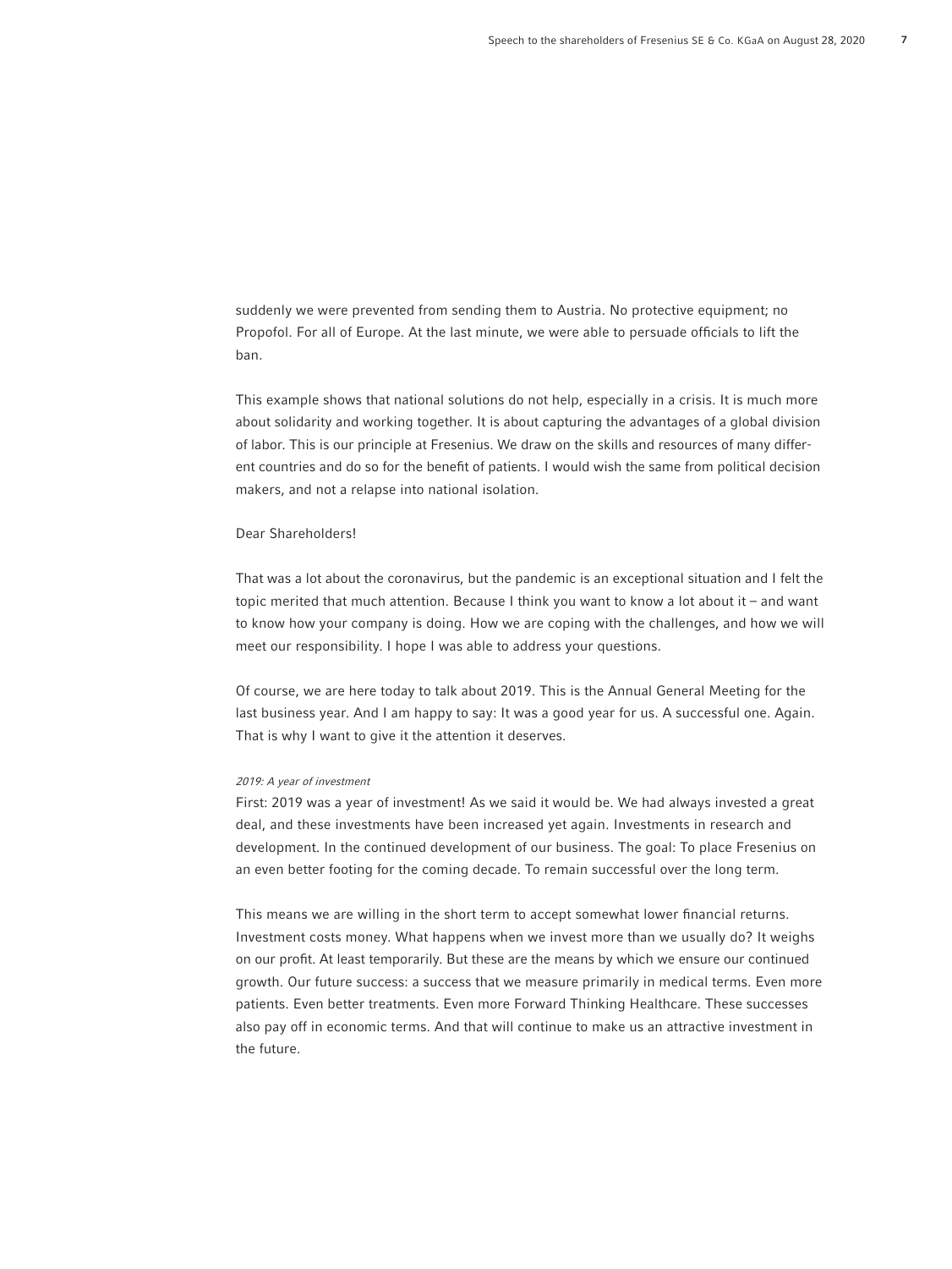suddenly we were prevented from sending them to Austria. No protective equipment; no Propofol. For all of Europe. At the last minute, we were able to persuade officials to lift the ban.

This example shows that national solutions do not help, especially in a crisis. It is much more about solidarity and working together. It is about capturing the advantages of a global division of labor. This is our principle at Fresenius. We draw on the skills and resources of many different countries and do so for the benefit of patients. I would wish the same from political decision makers, and not a relapse into national isolation.

Dear Shareholders!

That was a lot about the coronavirus, but the pandemic is an exceptional situation and I felt the topic merited that much attention. Because I think you want to know a lot about it – and want to know how your company is doing. How we are coping with the challenges, and how we will meet our responsibility. I hope I was able to address your questions.

Of course, we are here today to talk about 2019. This is the Annual General Meeting for the last business year. And I am happy to say: It was a good year for us. A successful one. Again. That is why I want to give it the attention it deserves.

*2019: A year of investment*

First: 2019 was a year of investment! As we said it would be. We had always invested a great deal, and these investments have been increased yet again. Investments in research and development. In the continued development of our business. The goal: To place Fresenius on an even better footing for the coming decade. To remain successful over the long term.

This means we are willing in the short term to accept somewhat lower financial returns. Investment costs money. What happens when we invest more than we usually do? It weighs on our profit. At least temporarily. But these are the means by which we ensure our continued growth. Our future success: a success that we measure primarily in medical terms. Even more patients. Even better treatments. Even more Forward Thinking Healthcare. These successes also pay off in economic terms. And that will continue to make us an attractive investment in the future.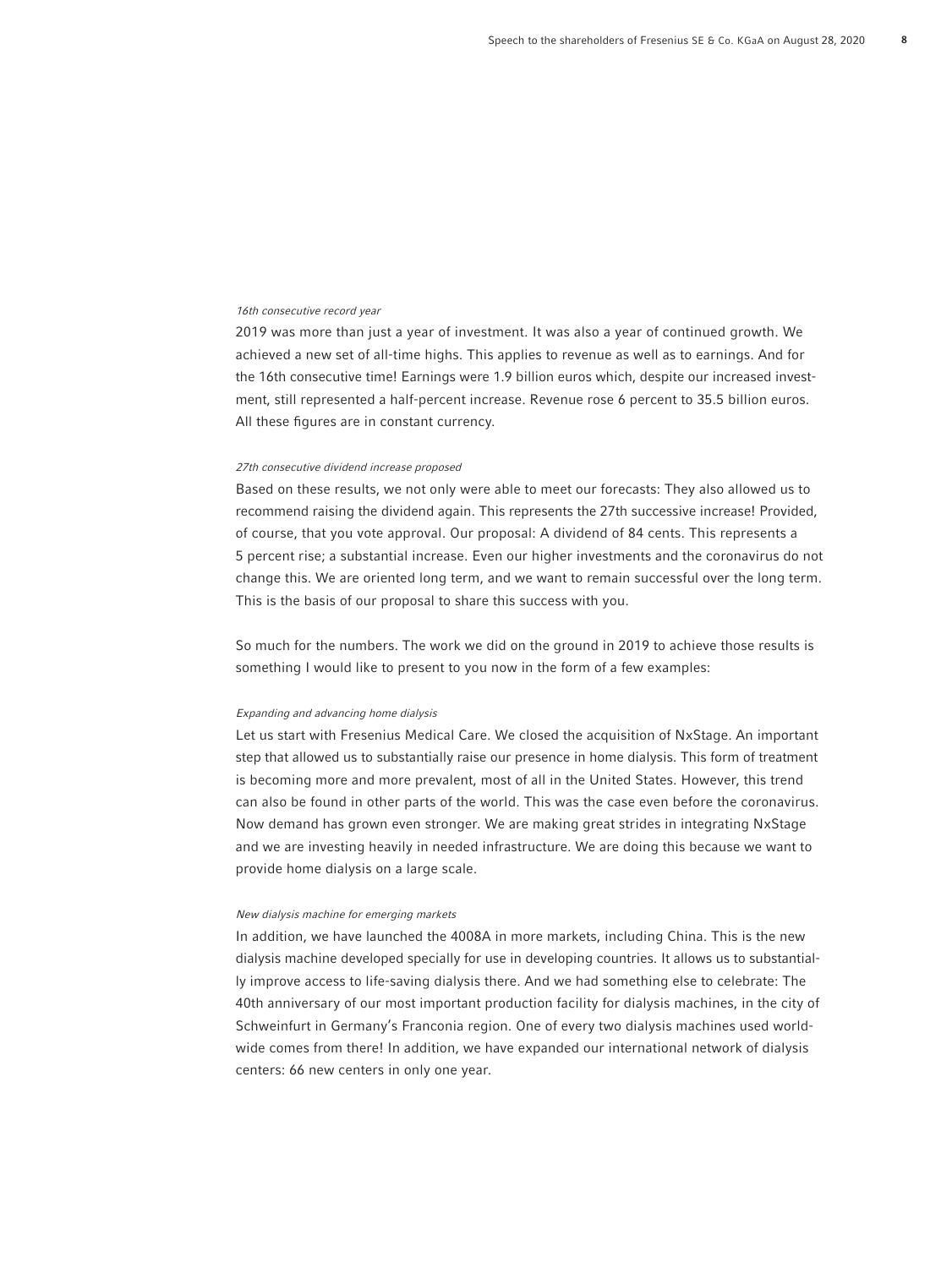*16th consecutive record year*

2019 was more than just a year of investment. It was also a year of continued growth. We achieved a new set of all-time highs. This applies to revenue as well as to earnings. And for the 16th consecutive time! Earnings were 1.9 billion euros which, despite our increased investment, still represented a half-percent increase. Revenue rose 6 percent to 35.5 billion euros. All these figures are in constant currency.

*27th consecutive dividend increase proposed*

Based on these results, we not only were able to meet our forecasts: They also allowed us to recommend raising the dividend again. This represents the 27th successive increase! Provided, of course, that you vote approval. Our proposal: A dividend of 84 cents. This represents a 5 percent rise; a substantial increase. Even our higher investments and the coronavirus do not change this. We are oriented long term, and we want to remain successful over the long term. This is the basis of our proposal to share this success with you.

So much for the numbers. The work we did on the ground in 2019 to achieve those results is something I would like to present to you now in the form of a few examples:

*Expanding and advancing home dialysis*

Let us start with Fresenius Medical Care. We closed the acquisition of NxStage. An important step that allowed us to substantially raise our presence in home dialysis. This form of treatment is becoming more and more prevalent, most of all in the United States. However, this trend can also be found in other parts of the world. This was the case even before the coronavirus. Now demand has grown even stronger. We are making great strides in integrating NxStage and we are investing heavily in needed infrastructure. We are doing this because we want to provide home dialysis on a large scale.

*New dialysis machine for emerging markets*

In addition, we have launched the 4008A in more markets, including China. This is the new dialysis machine developed specially for use in developing countries. It allows us to substantially improve access to life-saving dialysis there. And we had something else to celebrate: The 40th anniversary of our most important production facility for dialysis machines, in the city of Schweinfurt in Germany's Franconia region. One of every two dialysis machines used worldwide comes from there! In addition, we have expanded our international network of dialysis centers: 66 new centers in only one year.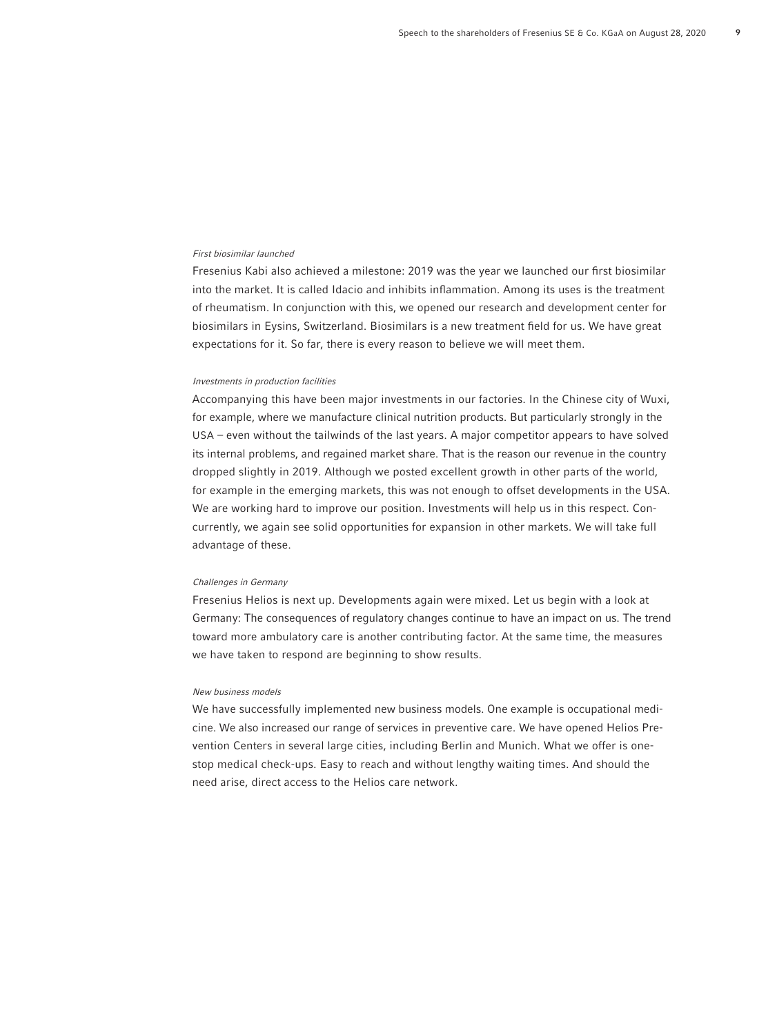*First biosimilar launched*

Fresenius Kabi also achieved a milestone: 2019 was the year we launched our first biosimilar into the market. It is called Idacio and inhibits inflammation. Among its uses is the treatment of rheumatism. In conjunction with this, we opened our research and development center for biosimilars in Eysins, Switzerland. Biosimilars is a new treatment field for us. We have great expectations for it. So far, there is every reason to believe we will meet them.

*Investments in production facilities*

Accompanying this have been major investments in our factories. In the Chinese city of Wuxi, for example, where we manufacture clinical nutrition products. But particularly strongly in the USA – even without the tailwinds of the last years. A major competitor appears to have solved its internal problems, and regained market share. That is the reason our revenue in the country dropped slightly in 2019. Although we posted excellent growth in other parts of the world, for example in the emerging markets, this was not enough to offset developments in the USA. We are working hard to improve our position. Investments will help us in this respect. Concurrently, we again see solid opportunities for expansion in other markets. We will take full advantage of these.

*Challenges in Germany*

Fresenius Helios is next up. Developments again were mixed. Let us begin with a look at Germany: The consequences of regulatory changes continue to have an impact on us. The trend toward more ambulatory care is another contributing factor. At the same time, the measures we have taken to respond are beginning to show results.

*New business models*

We have successfully implemented new business models. One example is occupational medicine. We also increased our range of services in preventive care. We have opened Helios Prevention Centers in several large cities, including Berlin and Munich. What we offer is one-stop medical check-ups. Easy to reach and without lengthy waiting times. And should the need arise, direct access to the Helios care network.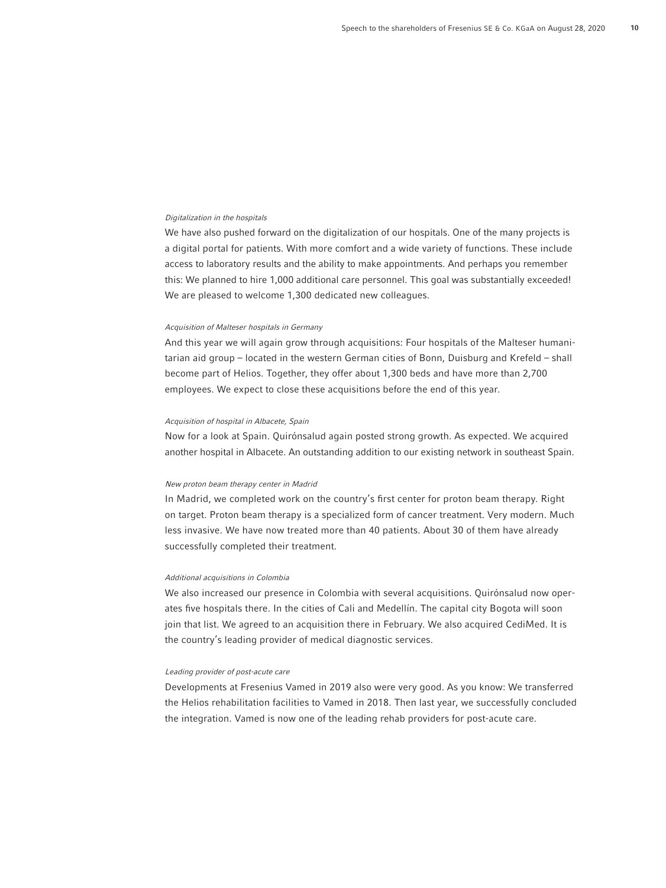*Digitalization in the hospitals*

We have also pushed forward on the digitalization of our hospitals. One of the many projects is a digital portal for patients. With more comfort and a wide variety of functions. These include access to laboratory results and the ability to make appointments. And perhaps you remember this: We planned to hire 1,000 additional care personnel. This goal was substantially exceeded! We are pleased to welcome 1,300 dedicated new colleagues.

*Acquisition of Malteser hospitals in Germany*

And this year we will again grow through acquisitions: Four hospitals of the Malteser humanitarian aid group – located in the western German cities of Bonn, Duisburg and Krefeld – shall become part of Helios. Together, they offer about 1,300 beds and have more than 2,700 employees. We expect to close these acquisitions before the end of this year.

*Acquisition of hospital in Albacete, Spain*

Now for a look at Spain. Quirónsalud again posted strong growth. As expected. We acquired another hospital in Albacete. An outstanding addition to our existing network in southeast Spain.

*New proton beam therapy center in Madrid*

In Madrid, we completed work on the country's first center for proton beam therapy. Right on target. Proton beam therapy is a specialized form of cancer treatment. Very modern. Much less invasive. We have now treated more than 40 patients. About 30 of them have already successfully completed their treatment.

*Additional acquisitions in Colombia*

We also increased our presence in Colombia with several acquisitions. Quirónsalud now operates five hospitals there. In the cities of Cali and Medellín. The capital city Bogota will soon join that list. We agreed to an acquisition there in February. We also acquired CediMed. It is the country's leading provider of medical diagnostic services.

*Leading provider of post-acute care*

Developments at Fresenius Vamed in 2019 also were very good. As you know: We transferred the Helios rehabilitation facilities to Vamed in 2018. Then last year, we successfully concluded the integration. Vamed is now one of the leading rehab providers for post-acute care.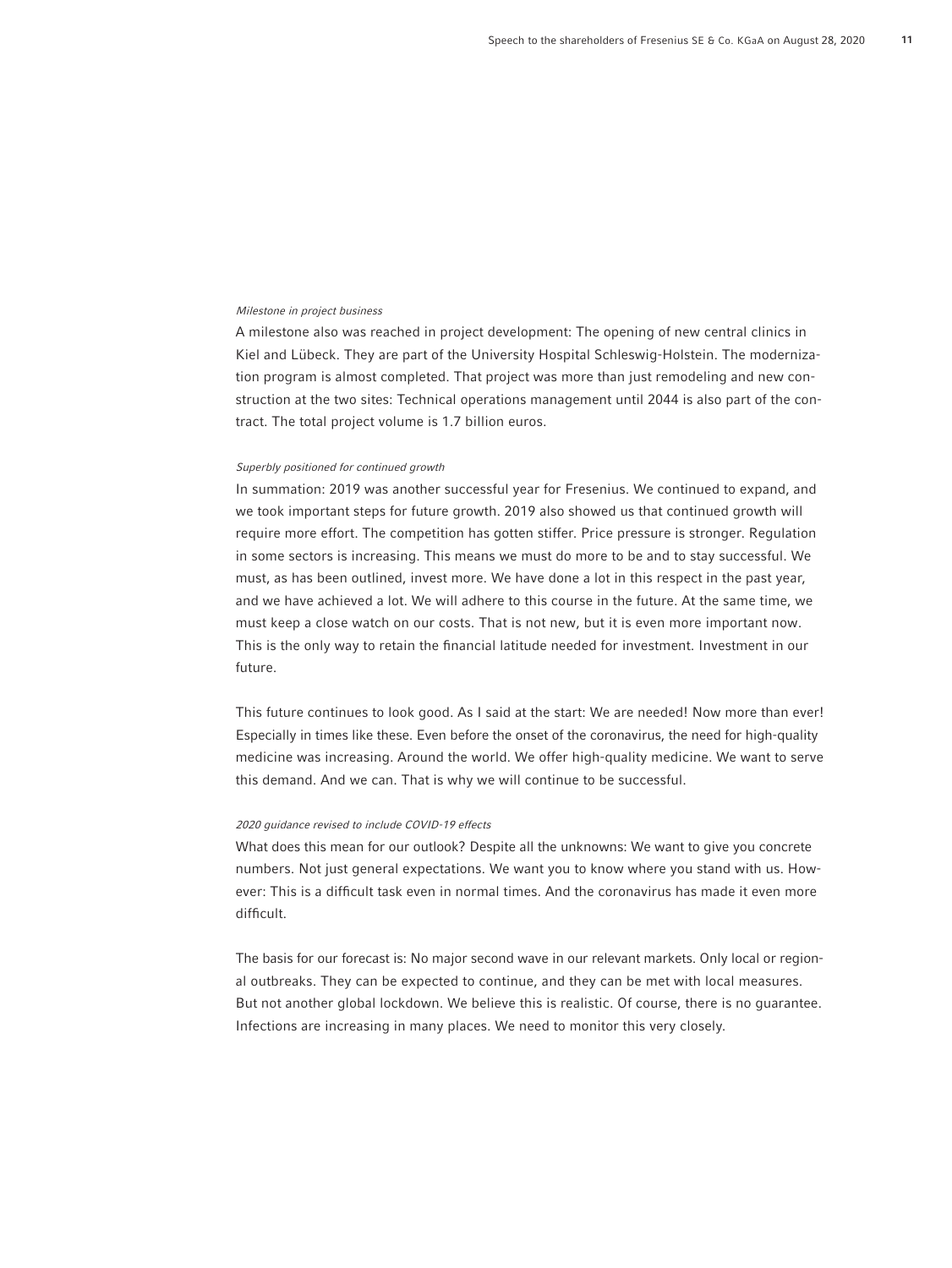*Milestone in project business*

A milestone also was reached in project development: The opening of new central clinics in Kiel and Lübeck. They are part of the University Hospital Schleswig-Holstein. The modernization program is almost completed. That project was more than just remodeling and new construction at the two sites: Technical operations management until 2044 is also part of the contract. The total project volume is 1.7 billion euros.

*Superbly positioned for continued growth*

In summation: 2019 was another successful year for Fresenius. We continued to expand, and we took important steps for future growth. 2019 also showed us that continued growth will require more effort. The competition has gotten stiffer. Price pressure is stronger. Regulation in some sectors is increasing. This means we must do more to be and to stay successful. We must, as has been outlined, invest more. We have done a lot in this respect in the past year, and we have achieved a lot. We will adhere to this course in the future. At the same time, we must keep a close watch on our costs. That is not new, but it is even more important now. This is the only way to retain the financial latitude needed for investment. Investment in our future.

This future continues to look good. As I said at the start: We are needed! Now more than ever! Especially in times like these. Even before the onset of the coronavirus, the need for high-quality medicine was increasing. Around the world. We offer high-quality medicine. We want to serve this demand. And we can. That is why we will continue to be successful.

*2020 guidance revised to include COVID-19 effects*

What does this mean for our outlook? Despite all the unknowns: We want to give you concrete numbers. Not just general expectations. We want you to know where you stand with us. However: This is a difficult task even in normal times. And the coronavirus has made it even more difficult.

The basis for our forecast is: No major second wave in our relevant markets. Only local or regional outbreaks. They can be expected to continue, and they can be met with local measures. But not another global lockdown. We believe this is realistic. Of course, there is no guarantee. Infections are increasing in many places. We need to monitor this very closely.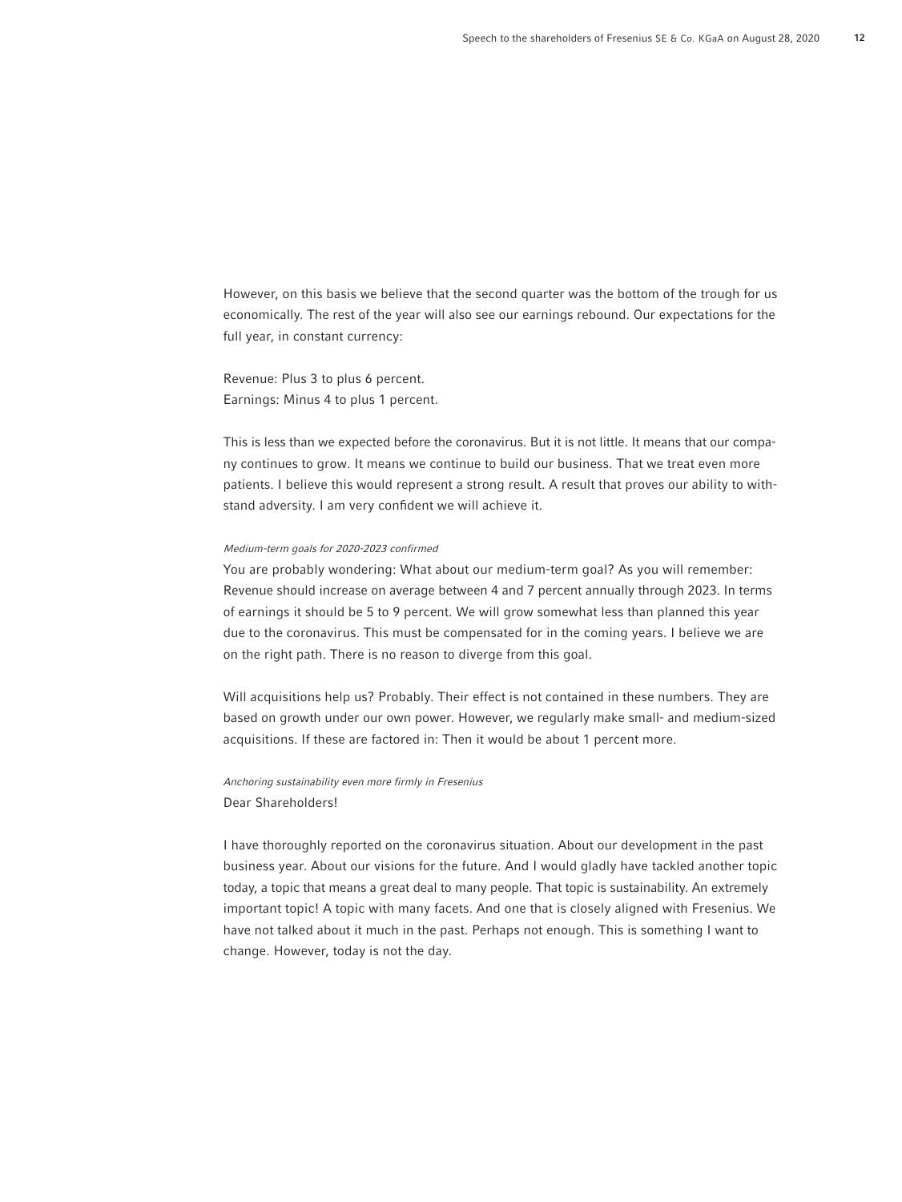However, on this basis we believe that the second quarter was the bottom of the trough for us economically. The rest of the year will also see our earnings rebound. Our expectations for the full year, in constant currency:

Revenue: Plus 3 to plus 6 percent.
Earnings: Minus 4 to plus 1 percent.

This is less than we expected before the coronavirus. But it is not little. It means that our company continues to grow. It means we continue to build our business. That we treat even more patients. I believe this would represent a strong result. A result that proves our ability to withstand adversity. I am very confident we will achieve it.

*Medium-term goals for 2020-2023 confirmed*

You are probably wondering: What about our medium-term goal? As you will remember: Revenue should increase on average between 4 and 7 percent annually through 2023. In terms of earnings it should be 5 to 9 percent. We will grow somewhat less than planned this year due to the coronavirus. This must be compensated for in the coming years. I believe we are on the right path. There is no reason to diverge from this goal.

Will acquisitions help us? Probably. Their effect is not contained in these numbers. They are based on growth under our own power. However, we regularly make small- and medium-sized acquisitions. If these are factored in: Then it would be about 1 percent more.

*Anchoring sustainability even more firmly in Fresenius*

Dear Shareholders!

I have thoroughly reported on the coronavirus situation. About our development in the past business year. About our visions for the future. And I would gladly have tackled another topic today, a topic that means a great deal to many people. That topic is sustainability. An extremely important topic! A topic with many facets. And one that is closely aligned with Fresenius. We have not talked about it much in the past. Perhaps not enough. This is something I want to change. However, today is not the day.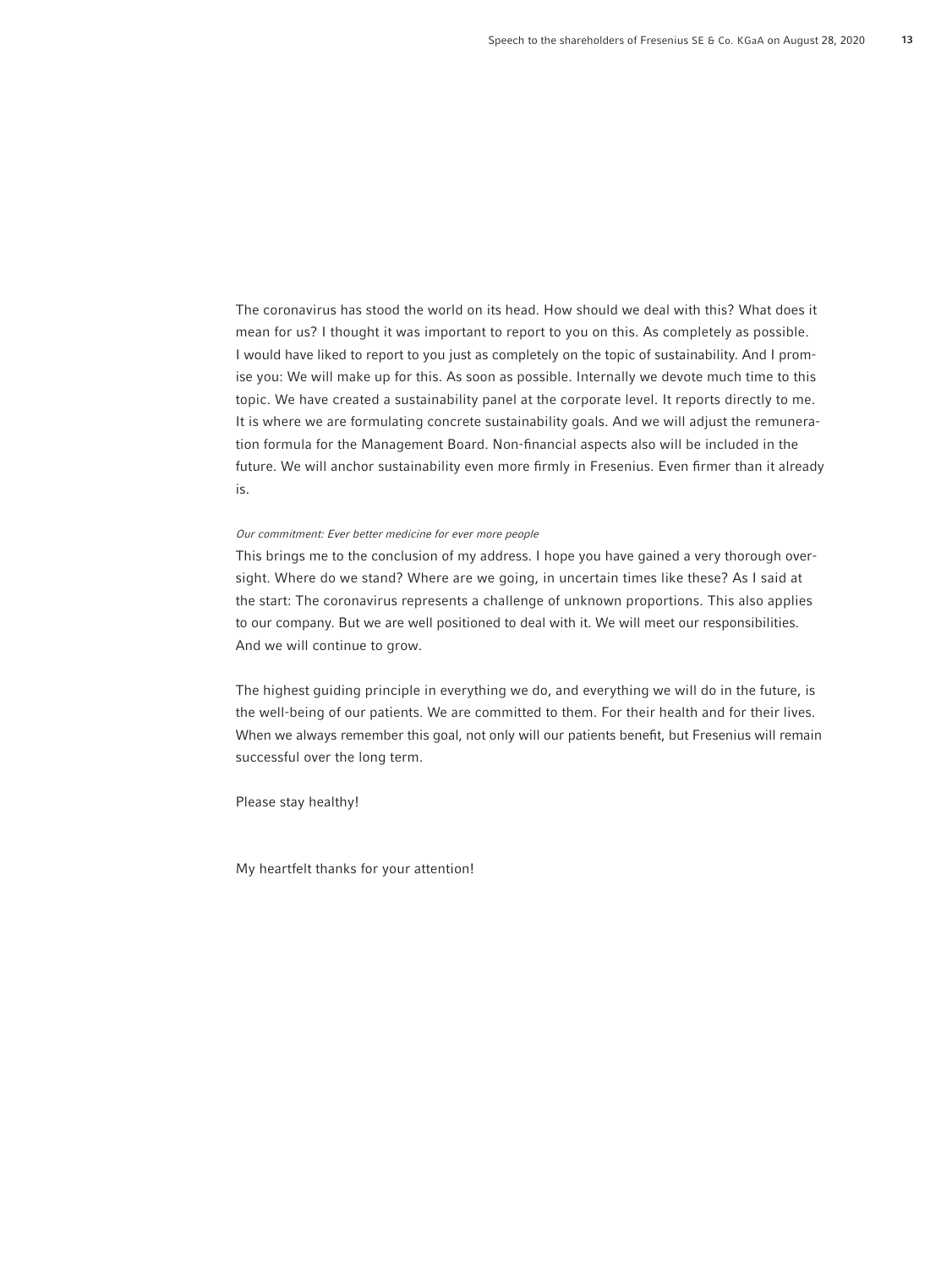The coronavirus has stood the world on its head. How should we deal with this? What does it mean for us? I thought it was important to report to you on this. As completely as possible. I would have liked to report to you just as completely on the topic of sustainability. And I promise you: We will make up for this. As soon as possible. Internally we devote much time to this topic. We have created a sustainability panel at the corporate level. It reports directly to me. It is where we are formulating concrete sustainability goals. And we will adjust the remuneration formula for the Management Board. Non-financial aspects also will be included in the future. We will anchor sustainability even more firmly in Fresenius. Even firmer than it already is.

*Our commitment: Ever better medicine for ever more people*

This brings me to the conclusion of my address. I hope you have gained a very thorough oversight. Where do we stand? Where are we going, in uncertain times like these? As I said at the start: The coronavirus represents a challenge of unknown proportions. This also applies to our company. But we are well positioned to deal with it. We will meet our responsibilities. And we will continue to grow.

The highest guiding principle in everything we do, and everything we will do in the future, is the well-being of our patients. We are committed to them. For their health and for their lives. When we always remember this goal, not only will our patients benefit, but Fresenius will remain successful over the long term.

Please stay healthy!

My heartfelt thanks for your attention!